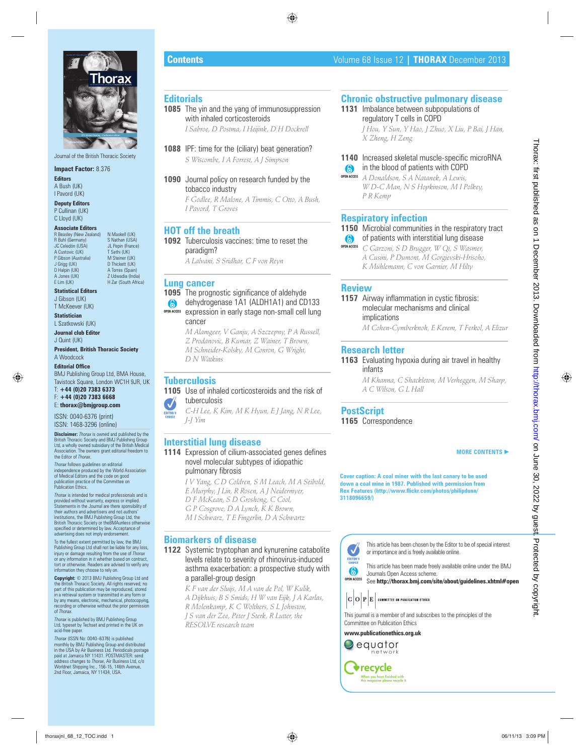Journal of the British Thoracic Society

**Impact Factor:** 8.376

**Editors**
A Bush (UK)
I Pavord (UK)

**Deputy Editors**
P Cullinan (UK)
C Lloyd (UK)

**Associate Editors**
R Beasley (New Zealand)
R Buhl (Germany)
JC Celedón (USA)
A Custovic (UK)
P Gibson (Australia)
J Grigg (UK)
D Halpin (UK)
A Jones (UK)
E Lim (UK)
N Maskell (UK)
S Nathan (USA)
JL Pepin (France)
T Sethi (UK)
M Steiner (UK)
D Thickett (UK)
A Torres (Spain)
Z Udwadia (India)
H Zar (South Africa)

**Statistical Editors**
J Gibson (UK)
T McKeever (UK)

**Statistician**
L Szatkowski (UK)

**Journal club Editor**
J Quint (UK)

**President, British Thoracic Society**
A Woodcock

**Editorial Office**
BMJ Publishing Group Ltd, BMA House, Tavistock Square, London WC1H 9JR, UK
T: **+44 (0)20 7383 6373**
F: **+44 (0)20 7383 6668**
E: **thorax@bmjgroup.com**

ISSN: 0040-6376 (print)
ISSN: 1468-3296 (online)

**Disclaimer:** *Thorax* is owned and published by the British Thoracic Society and BMJ Publishing Group Ltd, a wholly owned subsidiary of the British Medical Association. The owners grant editorial freedom to the Editor of *Thorax*.

*Thorax* follows guidelines on editorial independence produced by the World Association of Medical Editors and the code on good publication practice of the Committee on Publication Ethics.

*Thorax* is intended for medical professionals and is provided without warranty, express or implied. Statements in the Journal are there sponsibility of their authors and advertisers and not authors' institutions, the BMJ Publishing Group Ltd, the British Thoracic Society or theBMAunless otherwise specified or determined by law. Acceptance of advertising does not imply endorsement.

To the fullest extent permitted by law, the BMJ Publishing Group Ltd shall not be liable for any loss, injury or damage resulting from the use of *Thorax* or any information in it whether based on contract, tort or otherwise. Readers are advised to verify any information they choose to rely on.

**Copyright:** © 2013 BMJ Publishing Group Ltd and the British Thoracic Society. All rights reserved; no part of this publication may be reproduced, stored in a retrieval system or transmitted in any form or by any means, electronic, mechanical, photocopying, recording or otherwise without the prior permission of *Thorax*.

*Thorax* is published by BMJ Publishing Group Ltd, typeset by Techset and printed in the UK on acid-free paper.

*Thorax* (ISSN No: 0040–6376) is published monthly by BMJ Publishing Group and distributed in the USA by Air Business Ltd. Periodicals postage paid at Jamaica NY 11431. POSTMASTER: send address changes to *Thorax*, Air Business Ltd, c/o Worldnet Shipping Inc., 156-15, 146th Avenue, 2nd Floor, Jamaica, NY 11434, USA.

# Contents

## Editorials

**1085** The yin and the yang of immunosuppression with inhaled corticosteroids
*I Sabroe, D Postma, I Heijink, D H Dockrell*

**1088** IPF: time for the (ciliary) beat generation?
*S Wiscombe, I A Forrest, A J Simpson*

**1090** Journal policy on research funded by the tobacco industry
*F Godlee, R Malone, A Timmis, C Otto, A Bush, I Pavord, T Groves*

## HOT off the breath

**1092** Tuberculosis vaccines: time to reset the paradigm?
*A Lalvani, S Sridhar, C F von Reyn*

## Lung cancer

**1095** The prognostic significance of aldehyde dehydrogenase 1A1 (ALDH1A1) and CD133 expression in early stage non-small cell lung cancer (OPEN ACCESS)
*M Alamgeer, V Ganju, A Szczepny, P A Russell, Z Prodanovic, B Kumar, Z Wainer, T Brown, M Schneider-Kolsky, M Conron, G Wright, D N Watkins*

## Tuberculosis

**1105** Use of inhaled corticosteroids and the risk of tuberculosis (EDITOR'S CHOICE)
*C-H Lee, K Kim, M K Hyun, E J Jang, N R Lee, J-J Yim*

## Interstitial lung disease

**1114** Expression of cilium-associated genes defines novel molecular subtypes of idiopathic pulmonary fibrosis
*I V Yang, C D Coldren, S M Leach, M A Seibold, E Murphy, J Lin, R Rosen, A J Neidermyer, D F McKean, S D Groshong, C Cool, G P Cosgrove, D A Lynch, K K Brown, M I Schwarz, T E Fingerlin, D A Schwartz*

## Biomarkers of disease

**1122** Systemic tryptophan and kynurenine catabolite levels relate to severity of rhinovirus-induced asthma exacerbation: a prospective study with a parallel-group design
*K F van der Sluijs, M A van de Pol, W Kulik, A Dijkhuis, B S Smids, H W van Eijk, J A Karlas, R Molenkamp, K C Wolthers, S L Johnston, J S van der Zee, Peter J Sterk, R Lutter, the RESOLVE research team*

## Chronic obstructive pulmonary disease

**1131** Imbalance between subpopulations of regulatory T cells in COPD
*J Hou, Y Sun, Y Hao, J Zhuo, X Liu, P Bai, J Han, X Zheng, H Zeng*

**1140** Increased skeletal muscle-specific microRNA in the blood of patients with COPD (OPEN ACCESS)
*A Donaldson, S A Natanek, A Lewis, W D-C Man, N S Hopkinson, M I Polkey, P R Kemp*

## Respiratory infection

**1150** Microbial communities in the respiratory tract of patients with interstitial lung disease (OPEN ACCESS)
*C Garzoni, S D Brugger, W Qi, S Wasmer, A Cusini, P Dumont, M Gorgievski-Hrisoho, K Mühlemann, C von Garnier, M Hilty*

## Review

**1157** Airway inflammation in cystic fibrosis: molecular mechanisms and clinical implications
*M Cohen-Cymberknoh, E Kerem, T Ferkol, A Elizur*

## Research letter

**1163** Evaluating hypoxia during air travel in healthy infants
*M Khanna, C Shackleton, M Verheggen, M Sharp, A C Wilson, G L Hall*

## PostScript

**1165** Correspondence

**MORE CONTENTS ►**

**Cover caption: A coal miner with the last canary to be used down a coal mine in 1987. Published with permission from Rex Features (http://www.flickr.com/photos/philipdunn/3118096659/)**

EDITOR'S CHOICE: This article has been chosen by the Editor to be of special interest or importance and is freely available online.

OPEN ACCESS: This article has been made freely available online under the BMJ Journals Open Access scheme.
See **http://thorax.bmj.com/site/about/guidelines.xhtml#open**

COPE — COMMITTEE ON PUBLICATION ETHICS

This journal is a member of and subscribes to the principles of the Committee on Publication Ethics

**www.publicationethics.org.uk**

equator network

recycle — When you have finished with this magazine please recycle it.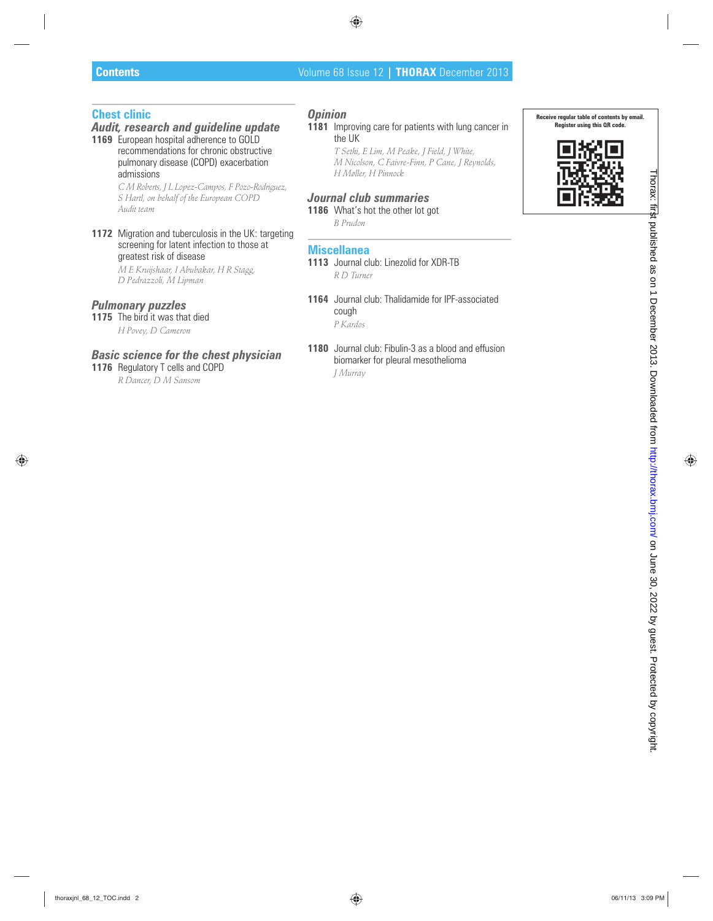## Contents

## Chest clinic

### Audit, research and guideline update

**1169** European hospital adherence to GOLD recommendations for chronic obstructive pulmonary disease (COPD) exacerbation admissions
*C M Roberts, J L Lopez-Campos, F Pozo-Rodriguez, S Hartl, on behalf of the European COPD Audit team*

**1172** Migration and tuberculosis in the UK: targeting screening for latent infection to those at greatest risk of disease
*M E Kruijshaar, I Abubakar, H R Stagg, D Pedrazzoli, M Lipman*

### Pulmonary puzzles

**1175** The bird it was that died
*H Povey, D Cameron*

### Basic science for the chest physician

**1176** Regulatory T cells and COPD
*R Dancer, D M Sansom*

### Opinion

**1181** Improving care for patients with lung cancer in the UK
*T Sethi, E Lim, M Peake, J Field, J White, M Nicolson, C Faivre-Finn, P Cane, J Reynolds, H Møller, H Pinnock*

### Journal club summaries

**1186** What's hot the other lot got
*B Prudon*

## Miscellanea

**1113** Journal club: Linezolid for XDR-TB
*R D Turner*

**1164** Journal club: Thalidamide for IPF-associated cough
*P Kardos*

**1180** Journal club: Fibulin-3 as a blood and effusion biomarker for pleural mesothelioma
*J Murray*

Receive regular table of contents by email. Register using this QR code.